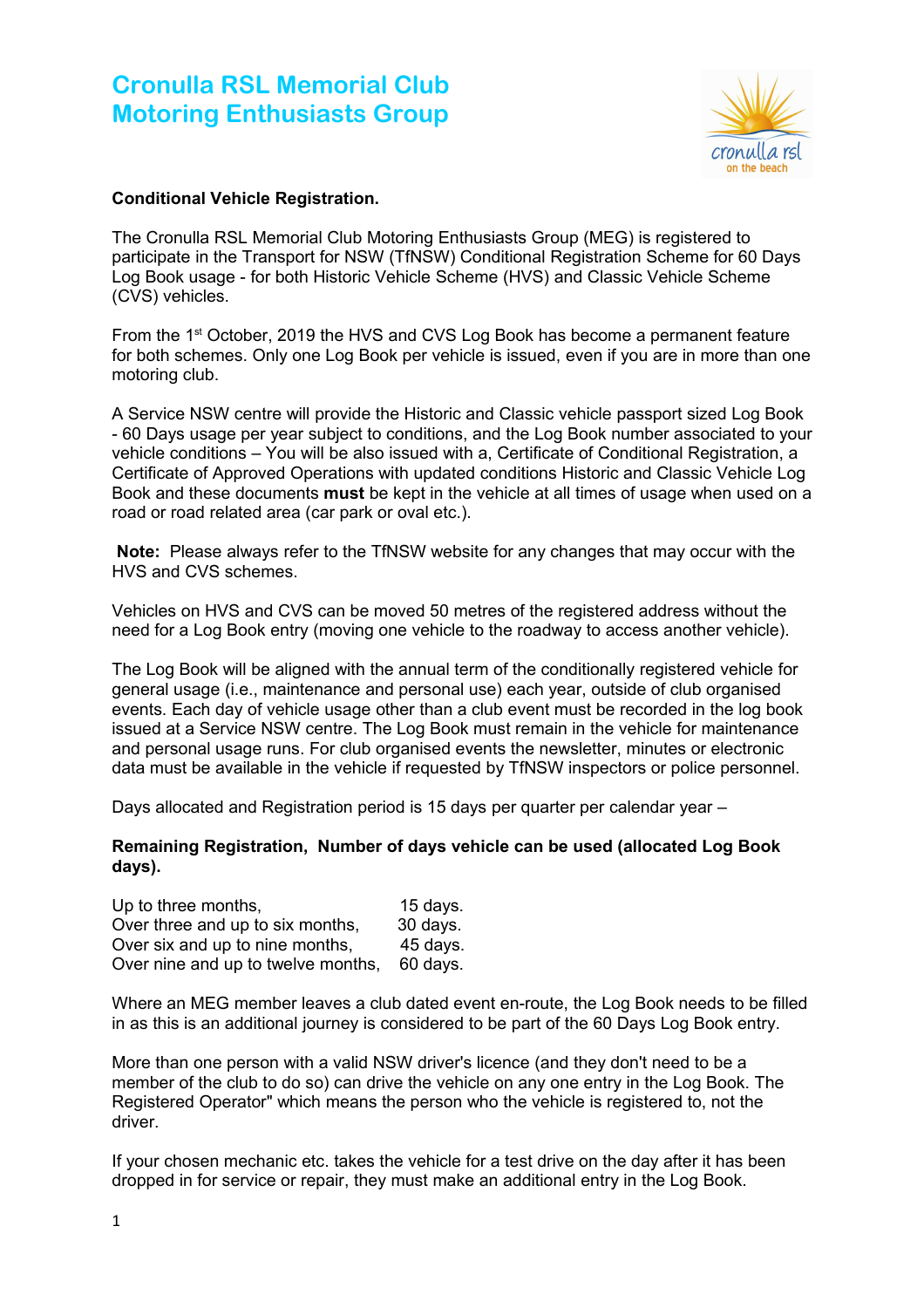# Cronulla RSL Memorial Club
# Motoring Enthusiasts Group

**Conditional Vehicle Registration.**

The Cronulla RSL Memorial Club Motoring Enthusiasts Group (MEG) is registered to participate in the Transport for NSW (TfNSW) Conditional Registration Scheme for 60 Days Log Book usage - for both Historic Vehicle Scheme (HVS) and Classic Vehicle Scheme (CVS) vehicles.

From the 1st October, 2019 the HVS and CVS Log Book has become a permanent feature for both schemes. Only one Log Book per vehicle is issued, even if you are in more than one motoring club.

A Service NSW centre will provide the Historic and Classic vehicle passport sized Log Book - 60 Days usage per year subject to conditions, and the Log Book number associated to your vehicle conditions – You will be also issued with a, Certificate of Conditional Registration, a Certificate of Approved Operations with updated conditions Historic and Classic Vehicle Log Book and these documents **must** be kept in the vehicle at all times of usage when used on a road or road related area (car park or oval etc.).

**Note:** Please always refer to the TfNSW website for any changes that may occur with the HVS and CVS schemes.

Vehicles on HVS and CVS can be moved 50 metres of the registered address without the need for a Log Book entry (moving one vehicle to the roadway to access another vehicle).

The Log Book will be aligned with the annual term of the conditionally registered vehicle for general usage (i.e., maintenance and personal use) each year, outside of club organised events. Each day of vehicle usage other than a club event must be recorded in the log book issued at a Service NSW centre. The Log Book must remain in the vehicle for maintenance and personal usage runs. For club organised events the newsletter, minutes or electronic data must be available in the vehicle if requested by TfNSW inspectors or police personnel.

Days allocated and Registration period is 15 days per quarter per calendar year –

**Remaining Registration, Number of days vehicle can be used (allocated Log Book days).**

| | |
|---|---|
| Up to three months, | 15 days. |
| Over three and up to six months, | 30 days. |
| Over six and up to nine months, | 45 days. |
| Over nine and up to twelve months, | 60 days. |

Where an MEG member leaves a club dated event en-route, the Log Book needs to be filled in as this is an additional journey is considered to be part of the 60 Days Log Book entry.

More than one person with a valid NSW driver's licence (and they don't need to be a member of the club to do so) can drive the vehicle on any one entry in the Log Book. The Registered Operator" which means the person who the vehicle is registered to, not the driver.

If your chosen mechanic etc. takes the vehicle for a test drive on the day after it has been dropped in for service or repair, they must make an additional entry in the Log Book.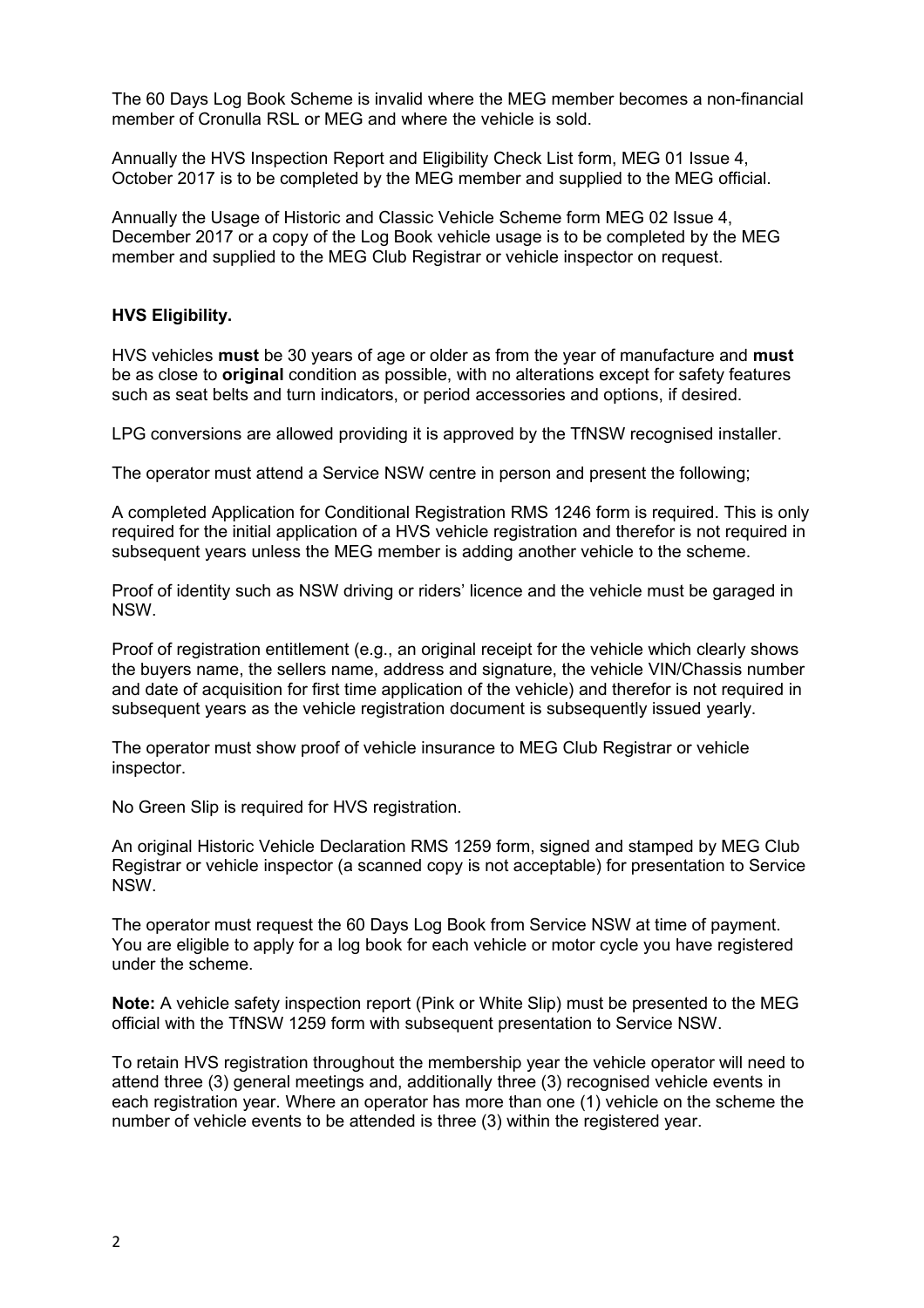The 60 Days Log Book Scheme is invalid where the MEG member becomes a non-financial member of Cronulla RSL or MEG and where the vehicle is sold.

Annually the HVS Inspection Report and Eligibility Check List form, MEG 01 Issue 4, October 2017 is to be completed by the MEG member and supplied to the MEG official.

Annually the Usage of Historic and Classic Vehicle Scheme form MEG 02 Issue 4, December 2017 or a copy of the Log Book vehicle usage is to be completed by the MEG member and supplied to the MEG Club Registrar or vehicle inspector on request.

**HVS Eligibility.**

HVS vehicles **must** be 30 years of age or older as from the year of manufacture and **must** be as close to **original** condition as possible, with no alterations except for safety features such as seat belts and turn indicators, or period accessories and options, if desired.

LPG conversions are allowed providing it is approved by the TfNSW recognised installer.

The operator must attend a Service NSW centre in person and present the following;

A completed Application for Conditional Registration RMS 1246 form is required. This is only required for the initial application of a HVS vehicle registration and therefor is not required in subsequent years unless the MEG member is adding another vehicle to the scheme.

Proof of identity such as NSW driving or riders' licence and the vehicle must be garaged in NSW.

Proof of registration entitlement (e.g., an original receipt for the vehicle which clearly shows the buyers name, the sellers name, address and signature, the vehicle VIN/Chassis number and date of acquisition for first time application of the vehicle) and therefor is not required in subsequent years as the vehicle registration document is subsequently issued yearly.

The operator must show proof of vehicle insurance to MEG Club Registrar or vehicle inspector.

No Green Slip is required for HVS registration.

An original Historic Vehicle Declaration RMS 1259 form, signed and stamped by MEG Club Registrar or vehicle inspector (a scanned copy is not acceptable) for presentation to Service NSW.

The operator must request the 60 Days Log Book from Service NSW at time of payment. You are eligible to apply for a log book for each vehicle or motor cycle you have registered under the scheme.

**Note:** A vehicle safety inspection report (Pink or White Slip) must be presented to the MEG official with the TfNSW 1259 form with subsequent presentation to Service NSW.

To retain HVS registration throughout the membership year the vehicle operator will need to attend three (3) general meetings and, additionally three (3) recognised vehicle events in each registration year. Where an operator has more than one (1) vehicle on the scheme the number of vehicle events to be attended is three (3) within the registered year.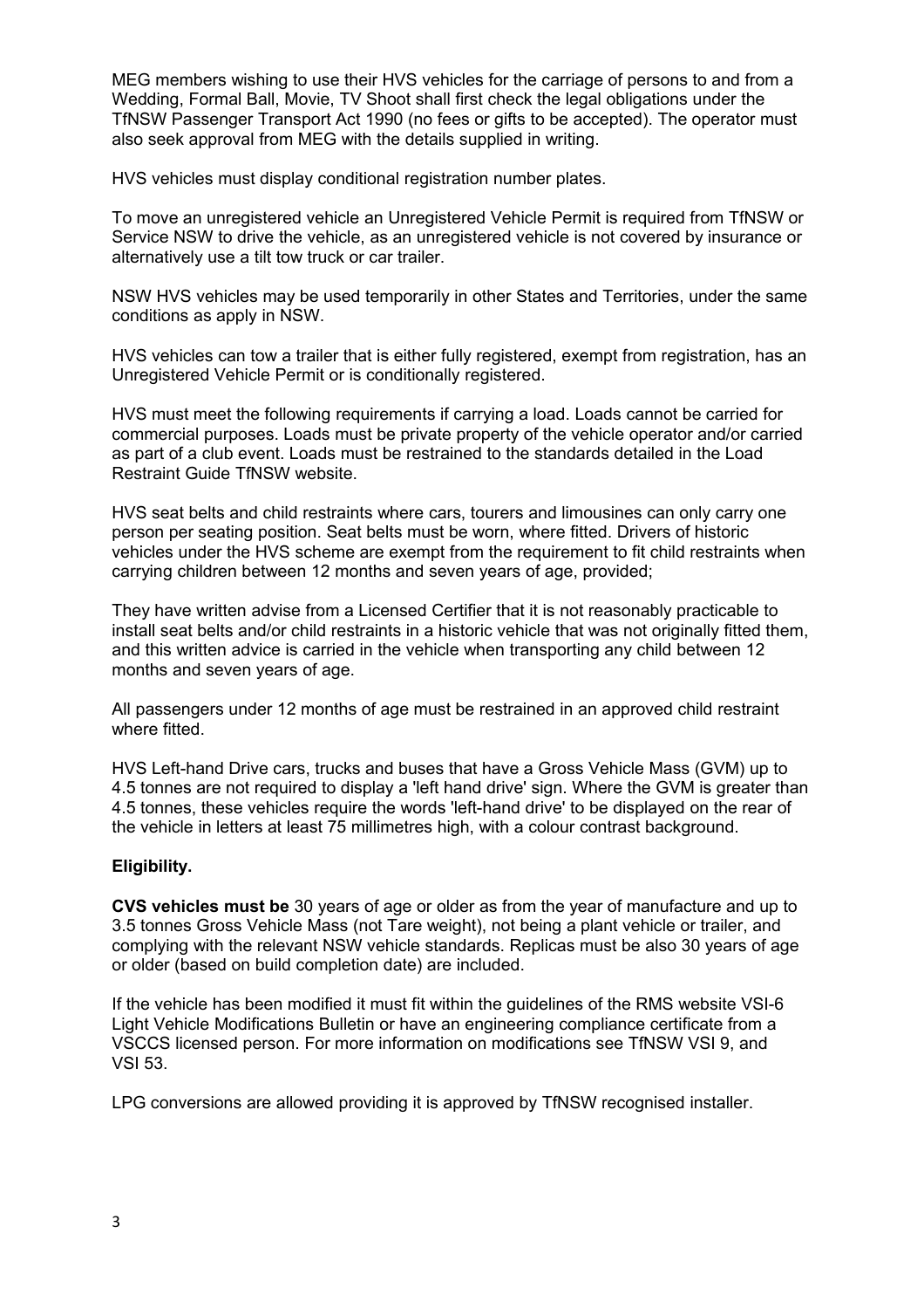MEG members wishing to use their HVS vehicles for the carriage of persons to and from a Wedding, Formal Ball, Movie, TV Shoot shall first check the legal obligations under the TfNSW Passenger Transport Act 1990 (no fees or gifts to be accepted). The operator must also seek approval from MEG with the details supplied in writing.

HVS vehicles must display conditional registration number plates.

To move an unregistered vehicle an Unregistered Vehicle Permit is required from TfNSW or Service NSW to drive the vehicle, as an unregistered vehicle is not covered by insurance or alternatively use a tilt tow truck or car trailer.

NSW HVS vehicles may be used temporarily in other States and Territories, under the same conditions as apply in NSW.

HVS vehicles can tow a trailer that is either fully registered, exempt from registration, has an Unregistered Vehicle Permit or is conditionally registered.

HVS must meet the following requirements if carrying a load. Loads cannot be carried for commercial purposes. Loads must be private property of the vehicle operator and/or carried as part of a club event. Loads must be restrained to the standards detailed in the Load Restraint Guide TfNSW website.

HVS seat belts and child restraints where cars, tourers and limousines can only carry one person per seating position. Seat belts must be worn, where fitted. Drivers of historic vehicles under the HVS scheme are exempt from the requirement to fit child restraints when carrying children between 12 months and seven years of age, provided;

They have written advise from a Licensed Certifier that it is not reasonably practicable to install seat belts and/or child restraints in a historic vehicle that was not originally fitted them, and this written advice is carried in the vehicle when transporting any child between 12 months and seven years of age.

All passengers under 12 months of age must be restrained in an approved child restraint where fitted.

HVS Left-hand Drive cars, trucks and buses that have a Gross Vehicle Mass (GVM) up to 4.5 tonnes are not required to display a 'left hand drive' sign. Where the GVM is greater than 4.5 tonnes, these vehicles require the words 'left-hand drive' to be displayed on the rear of the vehicle in letters at least 75 millimetres high, with a colour contrast background.

**Eligibility.**

**CVS vehicles must be** 30 years of age or older as from the year of manufacture and up to 3.5 tonnes Gross Vehicle Mass (not Tare weight), not being a plant vehicle or trailer, and complying with the relevant NSW vehicle standards. Replicas must be also 30 years of age or older (based on build completion date) are included.

If the vehicle has been modified it must fit within the guidelines of the RMS website VSI-6 Light Vehicle Modifications Bulletin or have an engineering compliance certificate from a VSCCS licensed person. For more information on modifications see TfNSW VSI 9, and VSI 53.

LPG conversions are allowed providing it is approved by TfNSW recognised installer.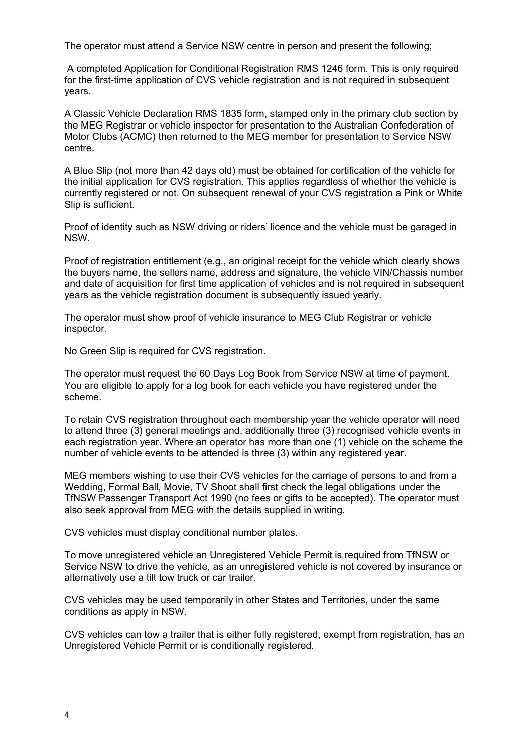The operator must attend a Service NSW centre in person and present the following;

A completed Application for Conditional Registration RMS 1246 form. This is only required for the first-time application of CVS vehicle registration and is not required in subsequent years.

A Classic Vehicle Declaration RMS 1835 form, stamped only in the primary club section by the MEG Registrar or vehicle inspector for presentation to the Australian Confederation of Motor Clubs (ACMC) then returned to the MEG member for presentation to Service NSW centre.

A Blue Slip (not more than 42 days old) must be obtained for certification of the vehicle for the initial application for CVS registration. This applies regardless of whether the vehicle is currently registered or not. On subsequent renewal of your CVS registration a Pink or White Slip is sufficient.

Proof of identity such as NSW driving or riders' licence and the vehicle must be garaged in NSW.

Proof of registration entitlement (e.g., an original receipt for the vehicle which clearly shows the buyers name, the sellers name, address and signature, the vehicle VIN/Chassis number and date of acquisition for first time application of vehicles and is not required in subsequent years as the vehicle registration document is subsequently issued yearly.

The operator must show proof of vehicle insurance to MEG Club Registrar or vehicle inspector.

No Green Slip is required for CVS registration.

The operator must request the 60 Days Log Book from Service NSW at time of payment. You are eligible to apply for a log book for each vehicle you have registered under the scheme.

To retain CVS registration throughout each membership year the vehicle operator will need to attend three (3) general meetings and, additionally three (3) recognised vehicle events in each registration year. Where an operator has more than one (1) vehicle on the scheme the number of vehicle events to be attended is three (3) within any registered year.

MEG members wishing to use their CVS vehicles for the carriage of persons to and from a Wedding, Formal Ball, Movie, TV Shoot shall first check the legal obligations under the TfNSW Passenger Transport Act 1990 (no fees or gifts to be accepted). The operator must also seek approval from MEG with the details supplied in writing.

CVS vehicles must display conditional number plates.

To move unregistered vehicle an Unregistered Vehicle Permit is required from TfNSW or Service NSW to drive the vehicle, as an unregistered vehicle is not covered by insurance or alternatively use a tilt tow truck or car trailer.

CVS vehicles may be used temporarily in other States and Territories, under the same conditions as apply in NSW.

CVS vehicles can tow a trailer that is either fully registered, exempt from registration, has an Unregistered Vehicle Permit or is conditionally registered.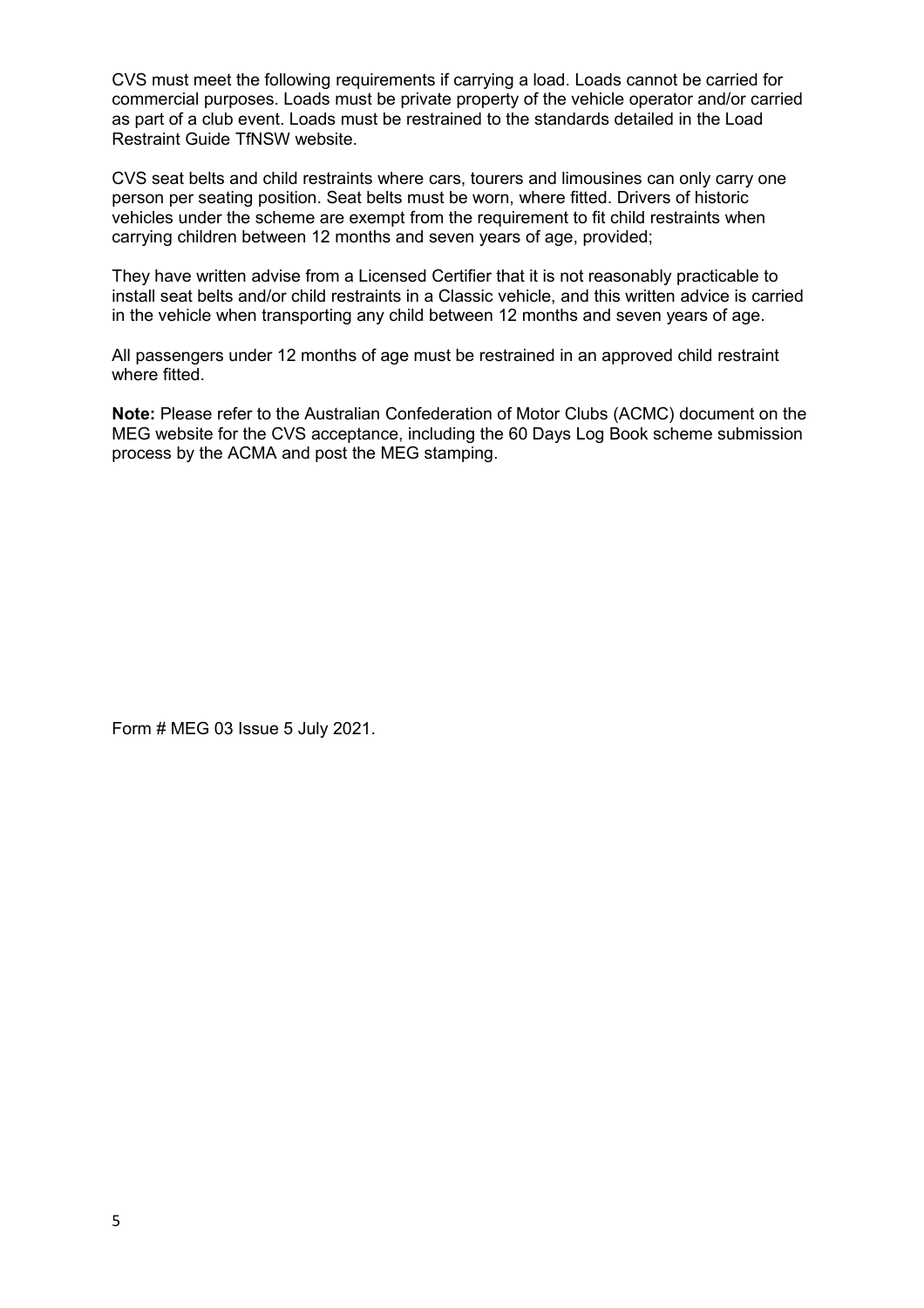CVS must meet the following requirements if carrying a load. Loads cannot be carried for commercial purposes. Loads must be private property of the vehicle operator and/or carried as part of a club event. Loads must be restrained to the standards detailed in the Load Restraint Guide TfNSW website.

CVS seat belts and child restraints where cars, tourers and limousines can only carry one person per seating position. Seat belts must be worn, where fitted. Drivers of historic vehicles under the scheme are exempt from the requirement to fit child restraints when carrying children between 12 months and seven years of age, provided;

They have written advise from a Licensed Certifier that it is not reasonably practicable to install seat belts and/or child restraints in a Classic vehicle, and this written advice is carried in the vehicle when transporting any child between 12 months and seven years of age.

All passengers under 12 months of age must be restrained in an approved child restraint where fitted.

**Note:** Please refer to the Australian Confederation of Motor Clubs (ACMC) document on the MEG website for the CVS acceptance, including the 60 Days Log Book scheme submission process by the ACMA and post the MEG stamping.

Form # MEG 03 Issue 5 July 2021.